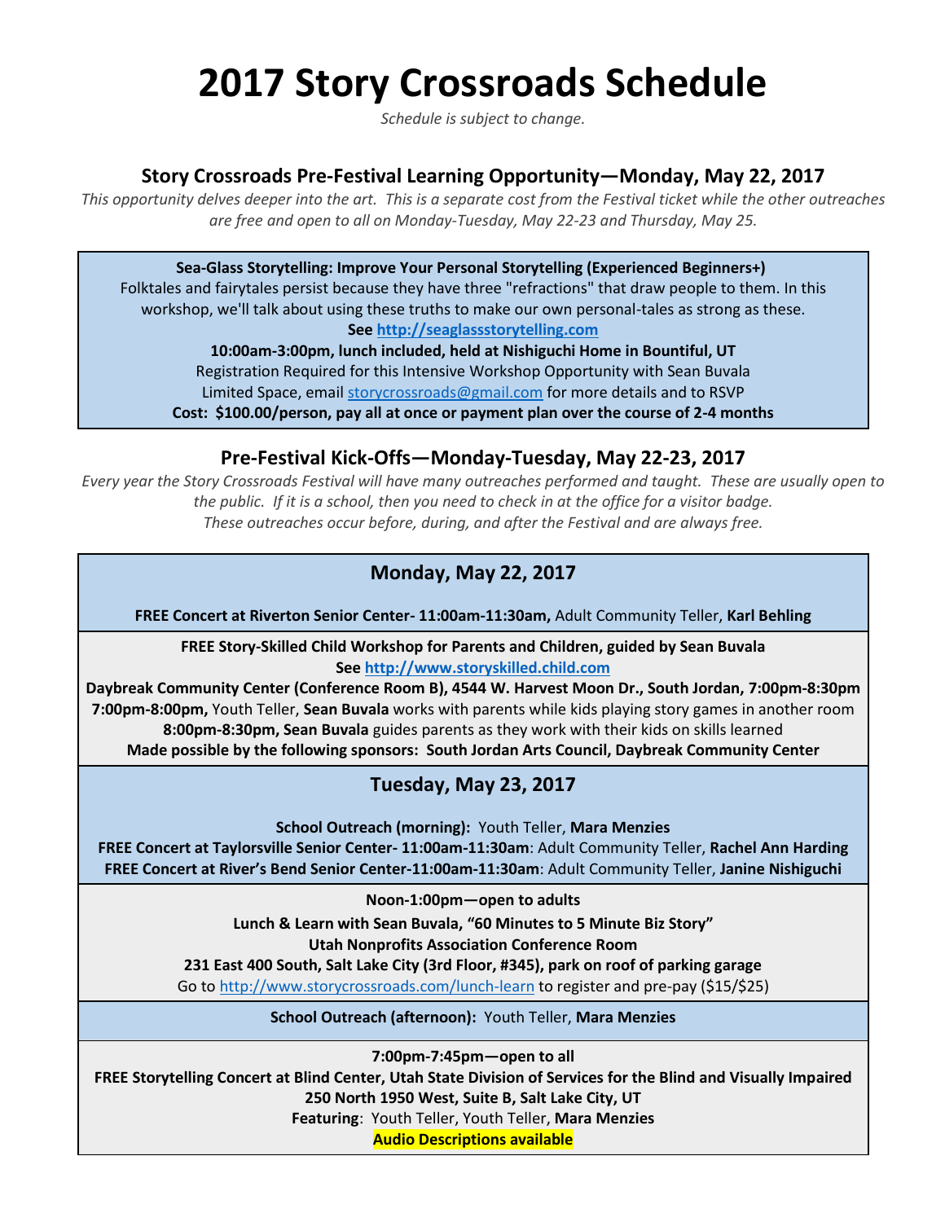# 2017 Story Crossroads Schedule

*Schedule is subject to change.*

## Story Crossroads Pre-Festival Learning Opportunity—Monday, May 22, 2017

*This opportunity delves deeper into the art. This is a separate cost from the Festival ticket while the other outreaches are free and open to all on Monday-Tuesday, May 22-23 and Thursday, May 25.*

**Sea-Glass Storytelling: Improve Your Personal Storytelling (Experienced Beginners+)**

Folktales and fairytales persist because they have three "refractions" that draw people to them. In this workshop, we'll talk about using these truths to make our own personal-tales as strong as these.

**See http://seaglassstorytelling.com**

**10:00am-3:00pm, lunch included, held at Nishiguchi Home in Bountiful, UT**

Registration Required for this Intensive Workshop Opportunity with Sean Buvala

Limited Space, email storycrossroads@gmail.com for more details and to RSVP

**Cost: $100.00/person, pay all at once or payment plan over the course of 2-4 months**

## Pre-Festival Kick-Offs—Monday-Tuesday, May 22-23, 2017

*Every year the Story Crossroads Festival will have many outreaches performed and taught. These are usually open to the public. If it is a school, then you need to check in at the office for a visitor badge. These outreaches occur before, during, and after the Festival and are always free.*

### Monday, May 22, 2017

**FREE Concert at Riverton Senior Center- 11:00am-11:30am,** Adult Community Teller, **Karl Behling**

**FREE Story-Skilled Child Workshop for Parents and Children, guided by Sean Buvala**

**See http://www.storyskilled.child.com**

**Daybreak Community Center (Conference Room B), 4544 W. Harvest Moon Dr., South Jordan, 7:00pm-8:30pm**

**7:00pm-8:00pm,** Youth Teller, **Sean Buvala** works with parents while kids playing story games in another room

**8:00pm-8:30pm, Sean Buvala** guides parents as they work with their kids on skills learned

**Made possible by the following sponsors: South Jordan Arts Council, Daybreak Community Center**

### Tuesday, May 23, 2017

**School Outreach (morning):** Youth Teller, **Mara Menzies**

**FREE Concert at Taylorsville Senior Center- 11:00am-11:30am**: Adult Community Teller, **Rachel Ann Harding**

**FREE Concert at River's Bend Senior Center-11:00am-11:30am**: Adult Community Teller, **Janine Nishiguchi**

**Noon-1:00pm—open to adults**

**Lunch & Learn with Sean Buvala, "60 Minutes to 5 Minute Biz Story"**

**Utah Nonprofits Association Conference Room**

**231 East 400 South, Salt Lake City (3rd Floor, #345), park on roof of parking garage**

Go to http://www.storycrossroads.com/lunch-learn to register and pre-pay ($15/$25)

**School Outreach (afternoon):** Youth Teller, **Mara Menzies**

**7:00pm-7:45pm—open to all**

**FREE Storytelling Concert at Blind Center, Utah State Division of Services for the Blind and Visually Impaired**

**250 North 1950 West, Suite B, Salt Lake City, UT**

**Featuring**: Youth Teller, Youth Teller, **Mara Menzies**

**Audio Descriptions available**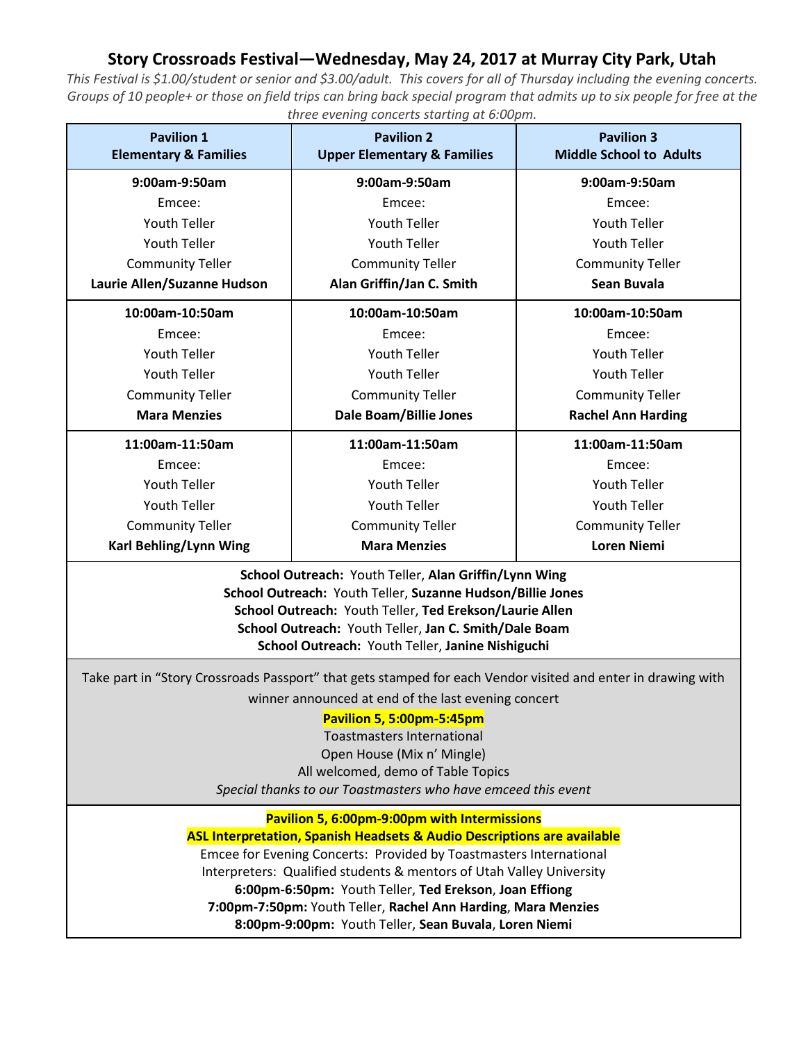## Story Crossroads Festival—Wednesday, May 24, 2017 at Murray City Park, Utah

*This Festival is $1.00/student or senior and $3.00/adult. This covers for all of Thursday including the evening concerts. Groups of 10 people+ or those on field trips can bring back special program that admits up to six people for free at the three evening concerts starting at 6:00pm.*

| Pavilion 1<br>Elementary & Families | Pavilion 2<br>Upper Elementary & Families | Pavilion 3<br>Middle School to Adults |
|---|---|---|
| **9:00am-9:50am**<br>Emcee:<br>Youth Teller<br>Youth Teller<br>Community Teller<br>**Laurie Allen/Suzanne Hudson** | **9:00am-9:50am**<br>Emcee:<br>Youth Teller<br>Youth Teller<br>Community Teller<br>**Alan Griffin/Jan C. Smith** | **9:00am-9:50am**<br>Emcee:<br>Youth Teller<br>Youth Teller<br>Community Teller<br>**Sean Buvala** |
| **10:00am-10:50am**<br>Emcee:<br>Youth Teller<br>Youth Teller<br>Community Teller<br>**Mara Menzies** | **10:00am-10:50am**<br>Emcee:<br>Youth Teller<br>Youth Teller<br>Community Teller<br>**Dale Boam/Billie Jones** | **10:00am-10:50am**<br>Emcee:<br>Youth Teller<br>Youth Teller<br>Community Teller<br>**Rachel Ann Harding** |
| **11:00am-11:50am**<br>Emcee:<br>Youth Teller<br>Youth Teller<br>Community Teller<br>**Karl Behling/Lynn Wing** | **11:00am-11:50am**<br>Emcee:<br>Youth Teller<br>Youth Teller<br>Community Teller<br>**Mara Menzies** | **11:00am-11:50am**<br>Emcee:<br>Youth Teller<br>Youth Teller<br>Community Teller<br>**Loren Niemi** |

**School Outreach:** Youth Teller, **Alan Griffin/Lynn Wing**
**School Outreach:** Youth Teller, **Suzanne Hudson/Billie Jones**
**School Outreach:** Youth Teller, **Ted Erekson/Laurie Allen**
**School Outreach:** Youth Teller, **Jan C. Smith/Dale Boam**
**School Outreach:** Youth Teller, **Janine Nishiguchi**

Take part in "Story Crossroads Passport" that gets stamped for each Vendor visited and enter in drawing with winner announced at end of the last evening concert

**Pavilion 5, 5:00pm-5:45pm**
Toastmasters International
Open House (Mix n' Mingle)
All welcomed, demo of Table Topics
*Special thanks to our Toastmasters who have emceed this event*

**Pavilion 5, 6:00pm-9:00pm with Intermissions**
**ASL Interpretation, Spanish Headsets & Audio Descriptions are available**
Emcee for Evening Concerts: Provided by Toastmasters International
Interpreters: Qualified students & mentors of Utah Valley University
**6:00pm-6:50pm:** Youth Teller, **Ted Erekson**, **Joan Effiong**
**7:00pm-7:50pm:** Youth Teller, **Rachel Ann Harding**, **Mara Menzies**
**8:00pm-9:00pm:** Youth Teller, **Sean Buvala**, **Loren Niemi**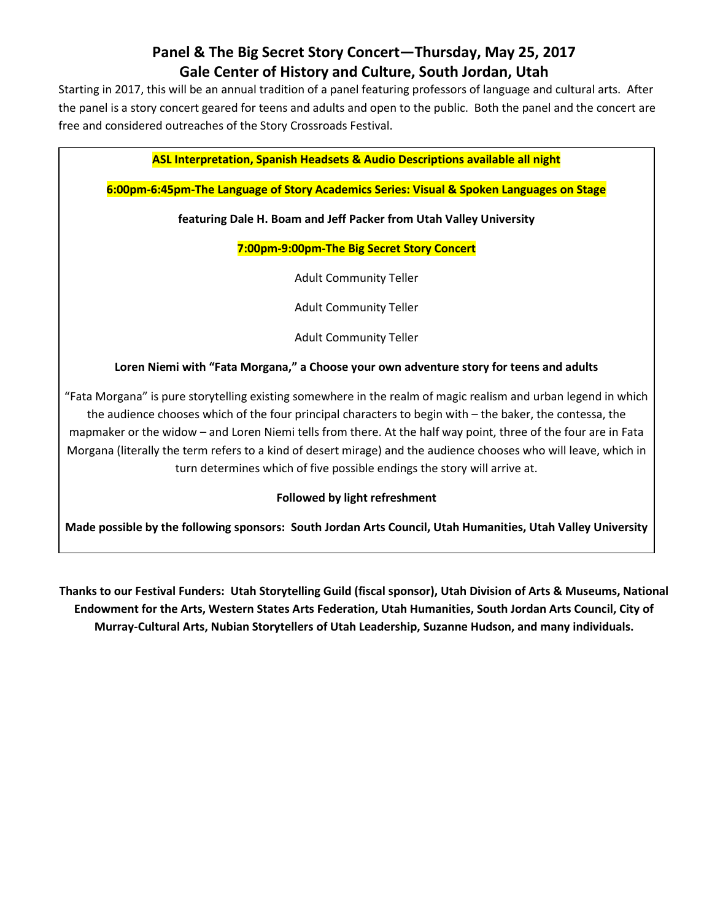## Panel & The Big Secret Story Concert—Thursday, May 25, 2017
## Gale Center of History and Culture, South Jordan, Utah

Starting in 2017, this will be an annual tradition of a panel featuring professors of language and cultural arts. After the panel is a story concert geared for teens and adults and open to the public. Both the panel and the concert are free and considered outreaches of the Story Crossroads Festival.

**ASL Interpretation, Spanish Headsets & Audio Descriptions available all night**

**6:00pm-6:45pm-The Language of Story Academics Series: Visual & Spoken Languages on Stage**

**featuring Dale H. Boam and Jeff Packer from Utah Valley University**

**7:00pm-9:00pm-The Big Secret Story Concert**

Adult Community Teller

Adult Community Teller

Adult Community Teller

**Loren Niemi with "Fata Morgana," a Choose your own adventure story for teens and adults**

"Fata Morgana" is pure storytelling existing somewhere in the realm of magic realism and urban legend in which the audience chooses which of the four principal characters to begin with – the baker, the contessa, the mapmaker or the widow – and Loren Niemi tells from there. At the half way point, three of the four are in Fata Morgana (literally the term refers to a kind of desert mirage) and the audience chooses who will leave, which in turn determines which of five possible endings the story will arrive at.

**Followed by light refreshment**

**Made possible by the following sponsors: South Jordan Arts Council, Utah Humanities, Utah Valley University**

**Thanks to our Festival Funders: Utah Storytelling Guild (fiscal sponsor), Utah Division of Arts & Museums, National Endowment for the Arts, Western States Arts Federation, Utah Humanities, South Jordan Arts Council, City of Murray-Cultural Arts, Nubian Storytellers of Utah Leadership, Suzanne Hudson, and many individuals.**